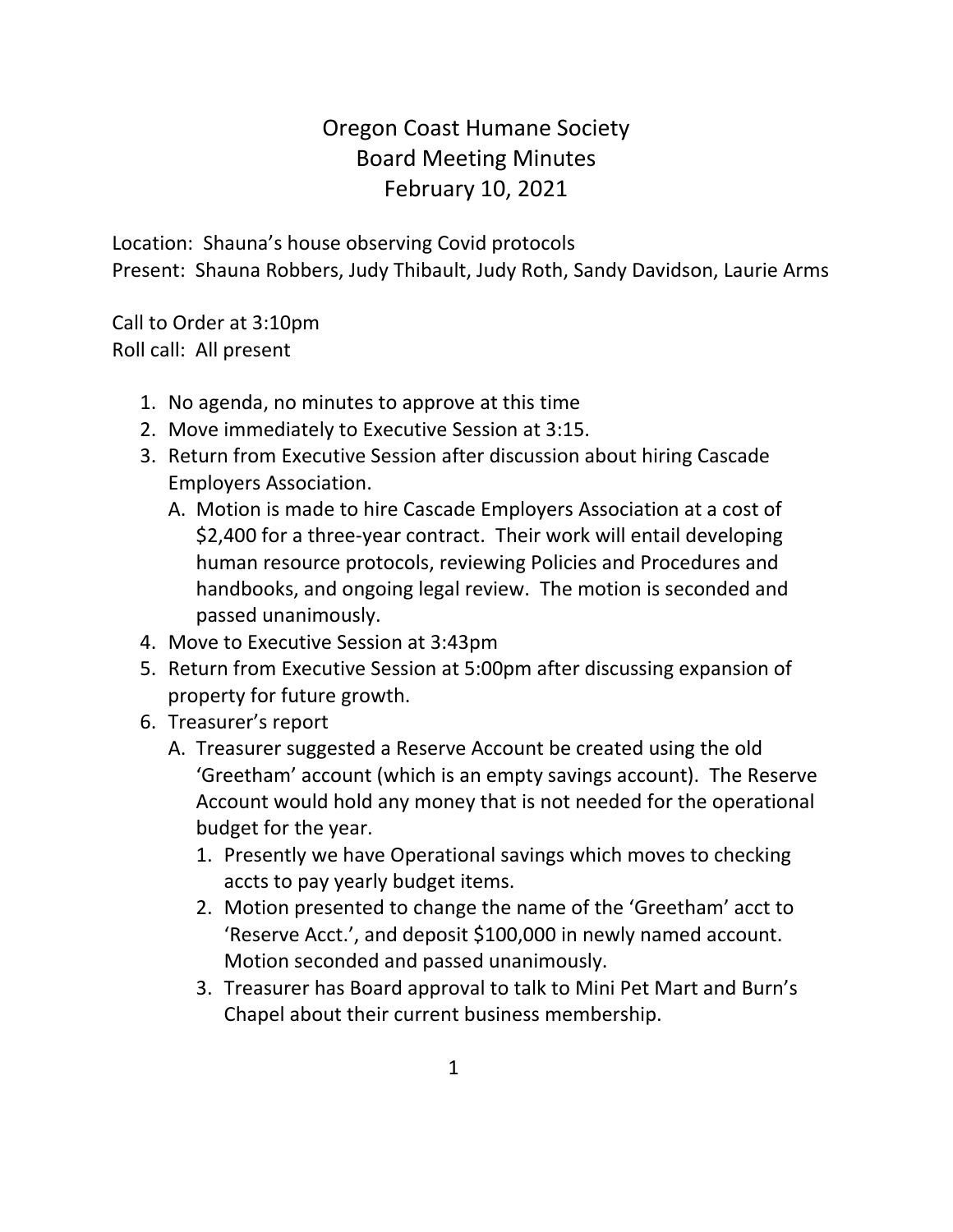# Oregon Coast Humane Society
## Board Meeting Minutes
### February 10, 2021

Location: Shauna's house observing Covid protocols
Present: Shauna Robbers, Judy Thibault, Judy Roth, Sandy Davidson, Laurie Arms

Call to Order at 3:10pm
Roll call: All present

1. No agenda, no minutes to approve at this time
2. Move immediately to Executive Session at 3:15.
3. Return from Executive Session after discussion about hiring Cascade Employers Association.
   A. Motion is made to hire Cascade Employers Association at a cost of $2,400 for a three-year contract. Their work will entail developing human resource protocols, reviewing Policies and Procedures and handbooks, and ongoing legal review. The motion is seconded and passed unanimously.
4. Move to Executive Session at 3:43pm
5. Return from Executive Session at 5:00pm after discussing expansion of property for future growth.
6. Treasurer's report
   A. Treasurer suggested a Reserve Account be created using the old 'Greetham' account (which is an empty savings account). The Reserve Account would hold any money that is not needed for the operational budget for the year.
      1. Presently we have Operational savings which moves to checking accts to pay yearly budget items.
      2. Motion presented to change the name of the 'Greetham' acct to 'Reserve Acct.', and deposit $100,000 in newly named account. Motion seconded and passed unanimously.
      3. Treasurer has Board approval to talk to Mini Pet Mart and Burn's Chapel about their current business membership.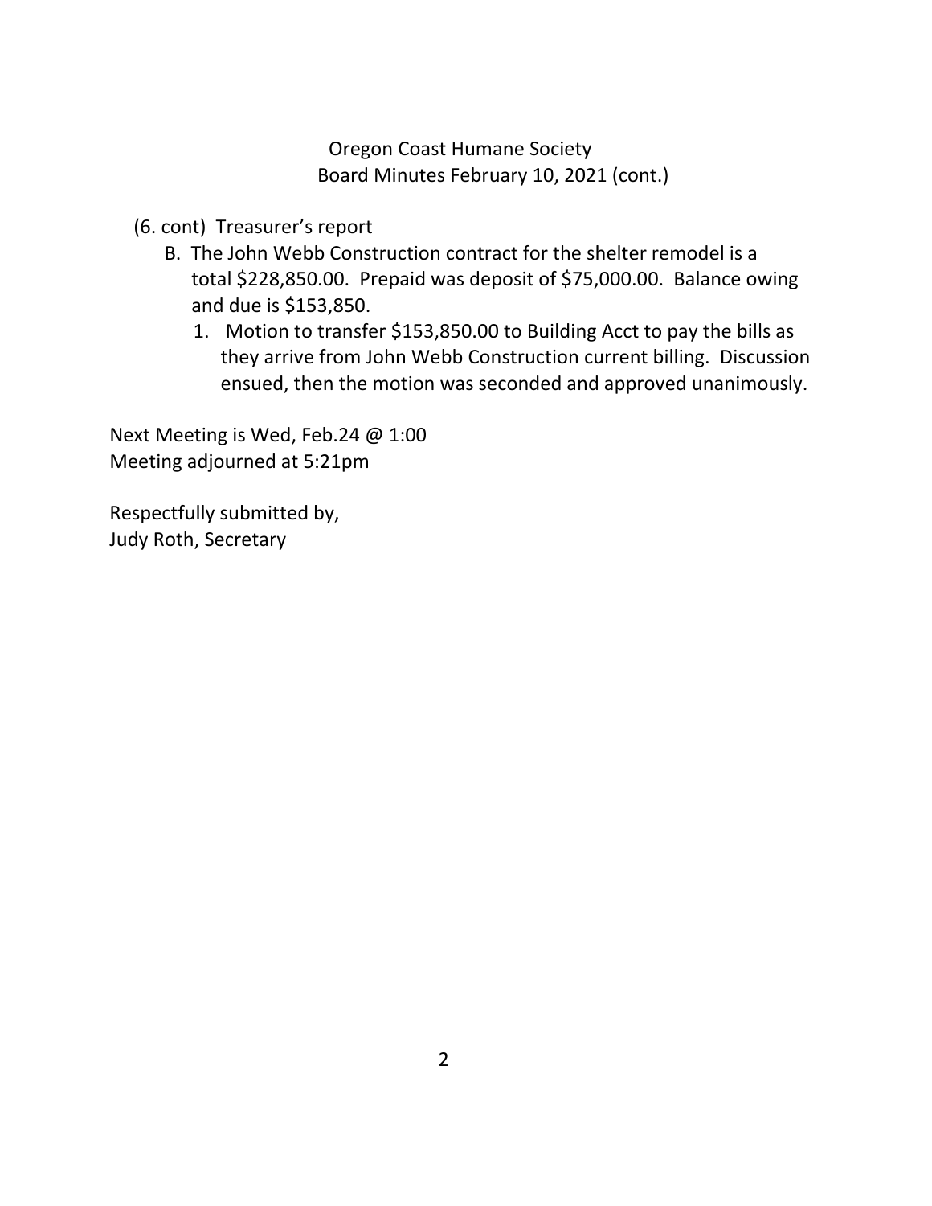Oregon Coast Humane Society
Board Minutes February 10, 2021 (cont.)

(6. cont) Treasurer's report

B. The John Webb Construction contract for the shelter remodel is a total $228,850.00. Prepaid was deposit of $75,000.00. Balance owing and due is $153,850.

   1. Motion to transfer $153,850.00 to Building Acct to pay the bills as they arrive from John Webb Construction current billing. Discussion ensued, then the motion was seconded and approved unanimously.

Next Meeting is Wed, Feb.24 @ 1:00
Meeting adjourned at 5:21pm

Respectfully submitted by,
Judy Roth, Secretary